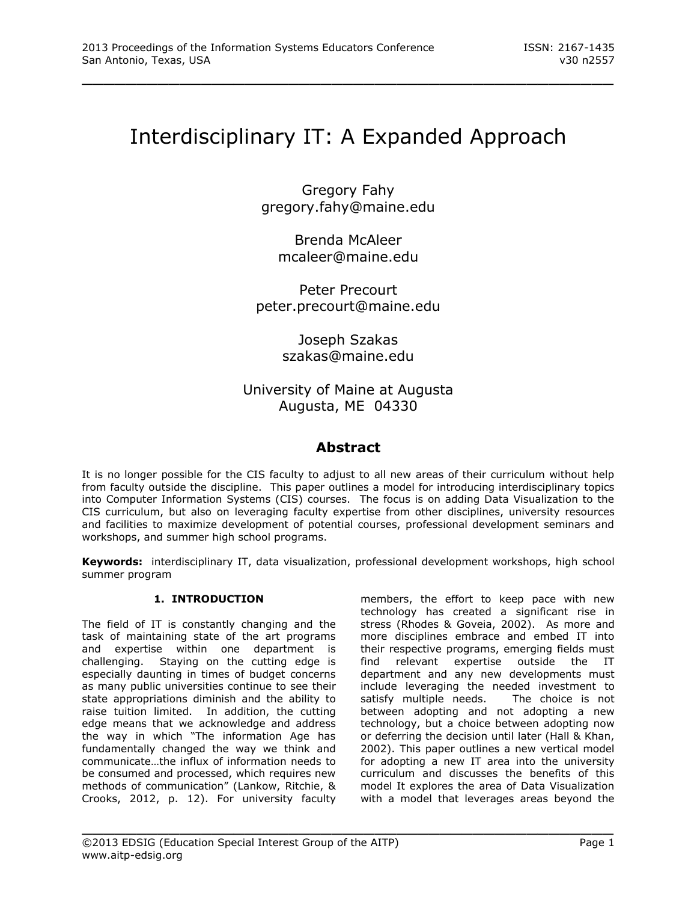# Interdisciplinary IT: A Expanded Approach

Gregory Fahy
gregory.fahy@maine.edu

Brenda McAleer
mcaleer@maine.edu

Peter Precourt
peter.precourt@maine.edu

Joseph Szakas
szakas@maine.edu

University of Maine at Augusta
Augusta, ME 04330

## Abstract

It is no longer possible for the CIS faculty to adjust to all new areas of their curriculum without help from faculty outside the discipline. This paper outlines a model for introducing interdisciplinary topics into Computer Information Systems (CIS) courses. The focus is on adding Data Visualization to the CIS curriculum, but also on leveraging faculty expertise from other disciplines, university resources and facilities to maximize development of potential courses, professional development seminars and workshops, and summer high school programs.

**Keywords:** interdisciplinary IT, data visualization, professional development workshops, high school summer program

## 1. INTRODUCTION

The field of IT is constantly changing and the task of maintaining state of the art programs and expertise within one department is challenging. Staying on the cutting edge is especially daunting in times of budget concerns as many public universities continue to see their state appropriations diminish and the ability to raise tuition limited. In addition, the cutting edge means that we acknowledge and address the way in which "The information Age has fundamentally changed the way we think and communicate…the influx of information needs to be consumed and processed, which requires new methods of communication" (Lankow, Ritchie, & Crooks, 2012, p. 12). For university faculty members, the effort to keep pace with new technology has created a significant rise in stress (Rhodes & Goveia, 2002). As more and more disciplines embrace and embed IT into their respective programs, emerging fields must find relevant expertise outside the IT department and any new developments must include leveraging the needed investment to satisfy multiple needs. The choice is not between adopting and not adopting a new technology, but a choice between adopting now or deferring the decision until later (Hall & Khan, 2002). This paper outlines a new vertical model for adopting a new IT area into the university curriculum and discusses the benefits of this model It explores the area of Data Visualization with a model that leverages areas beyond the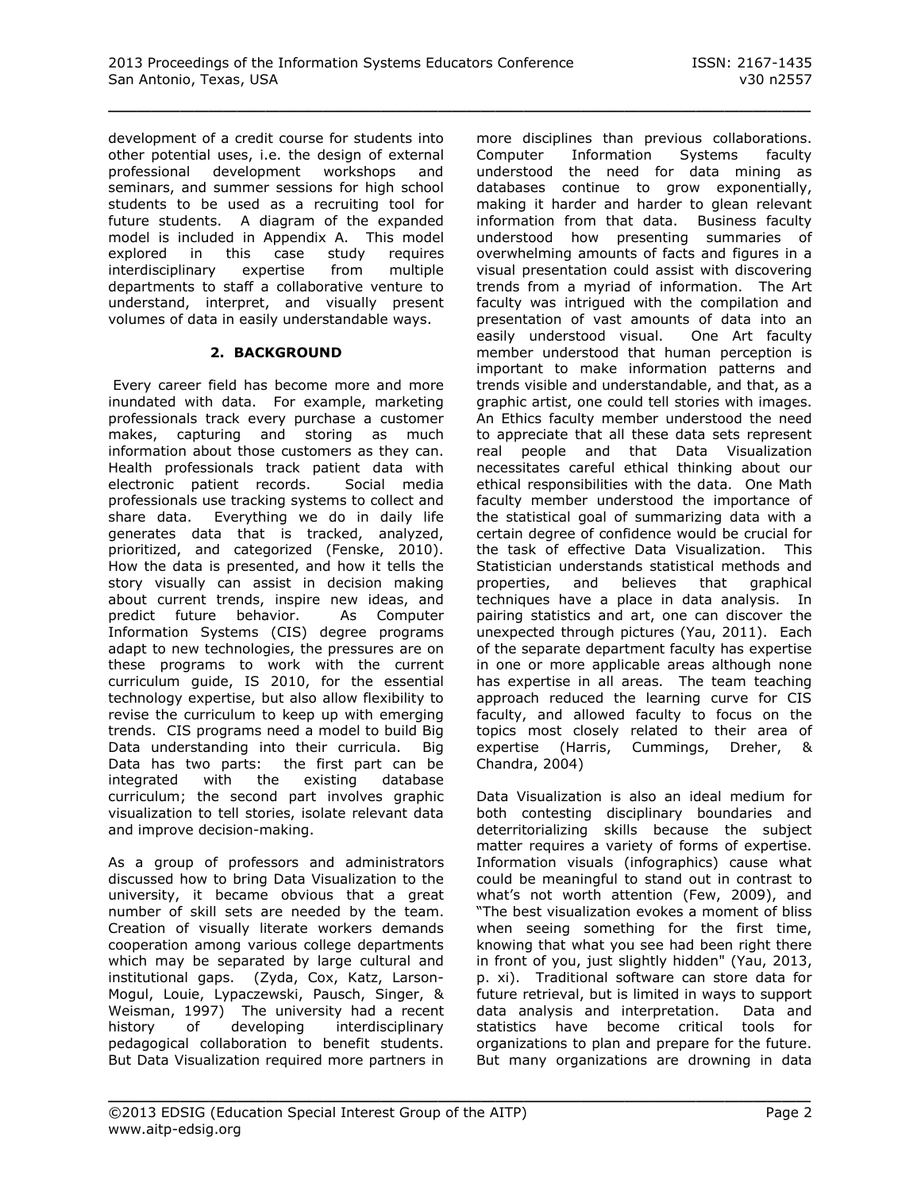development of a credit course for students into other potential uses, i.e. the design of external professional development workshops and seminars, and summer sessions for high school students to be used as a recruiting tool for future students. A diagram of the expanded model is included in Appendix A. This model explored in this case study requires interdisciplinary expertise from multiple departments to staff a collaborative venture to understand, interpret, and visually present volumes of data in easily understandable ways.

## 2. BACKGROUND

Every career field has become more and more inundated with data. For example, marketing professionals track every purchase a customer makes, capturing and storing as much information about those customers as they can. Health professionals track patient data with electronic patient records. Social media professionals use tracking systems to collect and share data. Everything we do in daily life generates data that is tracked, analyzed, prioritized, and categorized (Fenske, 2010). How the data is presented, and how it tells the story visually can assist in decision making about current trends, inspire new ideas, and predict future behavior. As Computer Information Systems (CIS) degree programs adapt to new technologies, the pressures are on these programs to work with the current curriculum guide, IS 2010, for the essential technology expertise, but also allow flexibility to revise the curriculum to keep up with emerging trends. CIS programs need a model to build Big Data understanding into their curricula. Big Data has two parts: the first part can be integrated with the existing database curriculum; the second part involves graphic visualization to tell stories, isolate relevant data and improve decision-making.

As a group of professors and administrators discussed how to bring Data Visualization to the university, it became obvious that a great number of skill sets are needed by the team. Creation of visually literate workers demands cooperation among various college departments which may be separated by large cultural and institutional gaps. (Zyda, Cox, Katz, Larson-Mogul, Louie, Lypaczewski, Pausch, Singer, & Weisman, 1997) The university had a recent history of developing interdisciplinary pedagogical collaboration to benefit students. But Data Visualization required more partners in more disciplines than previous collaborations. Computer Information Systems faculty understood the need for data mining as databases continue to grow exponentially, making it harder and harder to glean relevant information from that data. Business faculty understood how presenting summaries of overwhelming amounts of facts and figures in a visual presentation could assist with discovering trends from a myriad of information. The Art faculty was intrigued with the compilation and presentation of vast amounts of data into an easily understood visual. One Art faculty member understood that human perception is important to make information patterns and trends visible and understandable, and that, as a graphic artist, one could tell stories with images. An Ethics faculty member understood the need to appreciate that all these data sets represent real people and that Data Visualization necessitates careful ethical thinking about our ethical responsibilities with the data. One Math faculty member understood the importance of the statistical goal of summarizing data with a certain degree of confidence would be crucial for the task of effective Data Visualization. This Statistician understands statistical methods and properties, and believes that graphical techniques have a place in data analysis. In pairing statistics and art, one can discover the unexpected through pictures (Yau, 2011). Each of the separate department faculty has expertise in one or more applicable areas although none has expertise in all areas. The team teaching approach reduced the learning curve for CIS faculty, and allowed faculty to focus on the topics most closely related to their area of expertise (Harris, Cummings, Dreher, & Chandra, 2004)

Data Visualization is also an ideal medium for both contesting disciplinary boundaries and deterritorializing skills because the subject matter requires a variety of forms of expertise. Information visuals (infographics) cause what could be meaningful to stand out in contrast to what's not worth attention (Few, 2009), and "The best visualization evokes a moment of bliss when seeing something for the first time, knowing that what you see had been right there in front of you, just slightly hidden" (Yau, 2013, p. xi). Traditional software can store data for future retrieval, but is limited in ways to support data analysis and interpretation. Data and statistics have become critical tools for organizations to plan and prepare for the future. But many organizations are drowning in data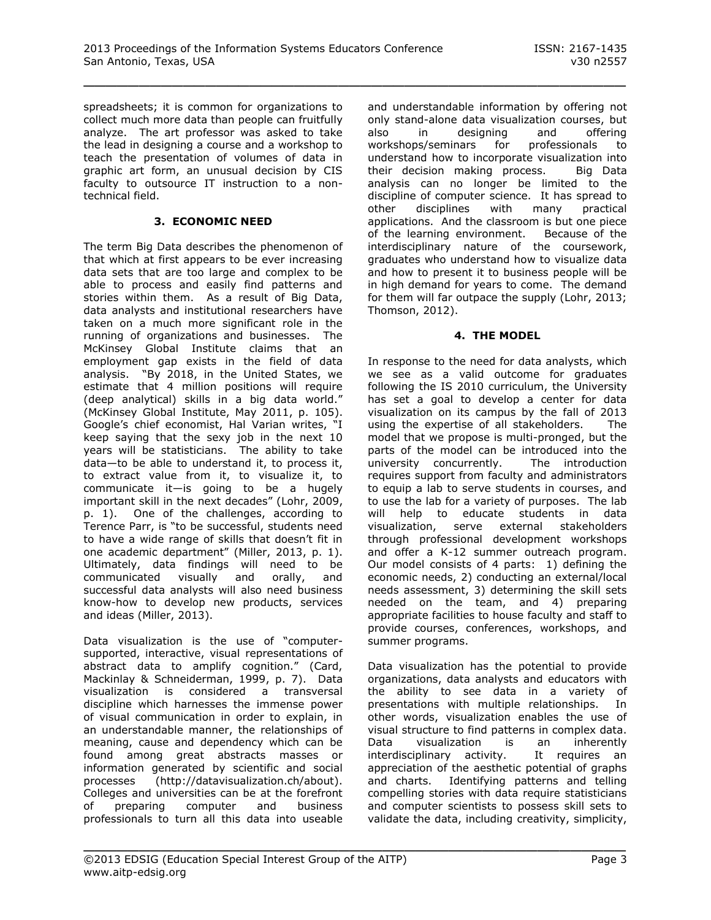spreadsheets; it is common for organizations to collect much more data than people can fruitfully analyze. The art professor was asked to take the lead in designing a course and a workshop to teach the presentation of volumes of data in graphic art form, an unusual decision by CIS faculty to outsource IT instruction to a non-technical field.

## 3. ECONOMIC NEED

The term Big Data describes the phenomenon of that which at first appears to be ever increasing data sets that are too large and complex to be able to process and easily find patterns and stories within them. As a result of Big Data, data analysts and institutional researchers have taken on a much more significant role in the running of organizations and businesses. The McKinsey Global Institute claims that an employment gap exists in the field of data analysis. "By 2018, in the United States, we estimate that 4 million positions will require (deep analytical) skills in a big data world." (McKinsey Global Institute, May 2011, p. 105). Google's chief economist, Hal Varian writes, "I keep saying that the sexy job in the next 10 years will be statisticians. The ability to take data—to be able to understand it, to process it, to extract value from it, to visualize it, to communicate it—is going to be a hugely important skill in the next decades" (Lohr, 2009, p. 1). One of the challenges, according to Terence Parr, is "to be successful, students need to have a wide range of skills that doesn't fit in one academic department" (Miller, 2013, p. 1). Ultimately, data findings will need to be communicated visually and orally, and successful data analysts will also need business know-how to develop new products, services and ideas (Miller, 2013).

Data visualization is the use of "computer-supported, interactive, visual representations of abstract data to amplify cognition." (Card, Mackinlay & Schneiderman, 1999, p. 7). Data visualization is considered a transversal discipline which harnesses the immense power of visual communication in order to explain, in an understandable manner, the relationships of meaning, cause and dependency which can be found among great abstracts masses or information generated by scientific and social processes (http://datavisualization.ch/about). Colleges and universities can be at the forefront of preparing computer and business professionals to turn all this data into useable and understandable information by offering not only stand-alone data visualization courses, but also in designing and offering workshops/seminars for professionals to understand how to incorporate visualization into their decision making process. Big Data analysis can no longer be limited to the discipline of computer science. It has spread to other disciplines with many practical applications. And the classroom is but one piece of the learning environment. Because of the interdisciplinary nature of the coursework, graduates who understand how to visualize data and how to present it to business people will be in high demand for years to come. The demand for them will far outpace the supply (Lohr, 2013; Thomson, 2012).

## 4. THE MODEL

In response to the need for data analysts, which we see as a valid outcome for graduates following the IS 2010 curriculum, the University has set a goal to develop a center for data visualization on its campus by the fall of 2013 using the expertise of all stakeholders. The model that we propose is multi-pronged, but the parts of the model can be introduced into the university concurrently. The introduction requires support from faculty and administrators to equip a lab to serve students in courses, and to use the lab for a variety of purposes. The lab will help to educate students in data visualization, serve external stakeholders through professional development workshops and offer a K-12 summer outreach program. Our model consists of 4 parts: 1) defining the economic needs, 2) conducting an external/local needs assessment, 3) determining the skill sets needed on the team, and 4) preparing appropriate facilities to house faculty and staff to provide courses, conferences, workshops, and summer programs.

Data visualization has the potential to provide organizations, data analysts and educators with the ability to see data in a variety of presentations with multiple relationships. In other words, visualization enables the use of visual structure to find patterns in complex data. Data visualization is an inherently interdisciplinary activity. It requires an appreciation of the aesthetic potential of graphs and charts. Identifying patterns and telling compelling stories with data require statisticians and computer scientists to possess skill sets to validate the data, including creativity, simplicity,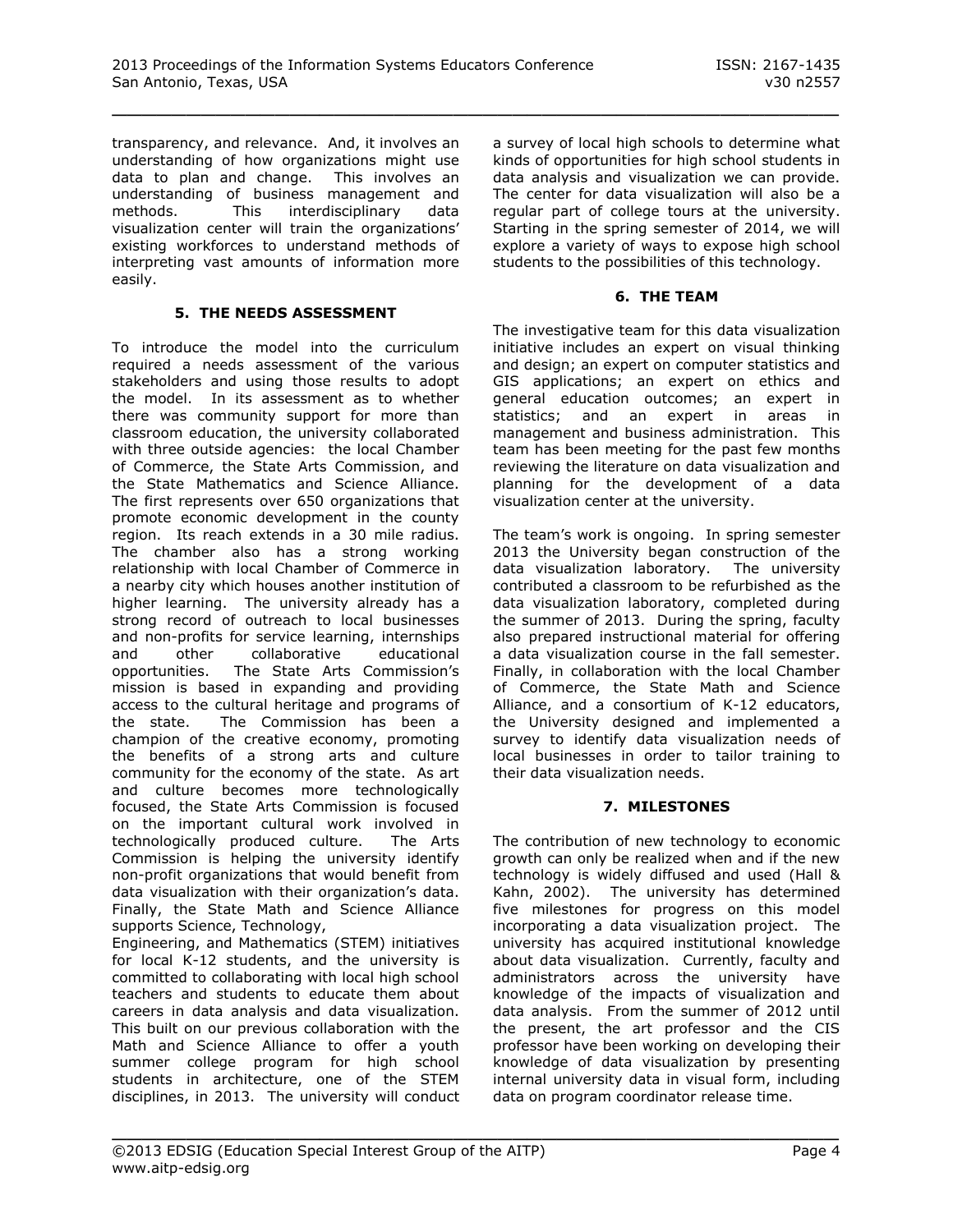transparency, and relevance. And, it involves an understanding of how organizations might use data to plan and change. This involves an understanding of business management and methods. This interdisciplinary data visualization center will train the organizations' existing workforces to understand methods of interpreting vast amounts of information more easily.

## 5. THE NEEDS ASSESSMENT

To introduce the model into the curriculum required a needs assessment of the various stakeholders and using those results to adopt the model. In its assessment as to whether there was community support for more than classroom education, the university collaborated with three outside agencies: the local Chamber of Commerce, the State Arts Commission, and the State Mathematics and Science Alliance. The first represents over 650 organizations that promote economic development in the county region. Its reach extends in a 30 mile radius. The chamber also has a strong working relationship with local Chamber of Commerce in a nearby city which houses another institution of higher learning. The university already has a strong record of outreach to local businesses and non-profits for service learning, internships and other collaborative educational opportunities. The State Arts Commission's mission is based in expanding and providing access to the cultural heritage and programs of the state. The Commission has been a champion of the creative economy, promoting the benefits of a strong arts and culture community for the economy of the state. As art and culture becomes more technologically focused, the State Arts Commission is focused on the important cultural work involved in technologically produced culture. The Arts Commission is helping the university identify non-profit organizations that would benefit from data visualization with their organization's data. Finally, the State Math and Science Alliance supports Science, Technology, Engineering, and Mathematics (STEM) initiatives for local K-12 students, and the university is committed to collaborating with local high school teachers and students to educate them about careers in data analysis and data visualization. This built on our previous collaboration with the Math and Science Alliance to offer a youth summer college program for high school students in architecture, one of the STEM disciplines, in 2013. The university will conduct a survey of local high schools to determine what kinds of opportunities for high school students in data analysis and visualization we can provide. The center for data visualization will also be a regular part of college tours at the university. Starting in the spring semester of 2014, we will explore a variety of ways to expose high school students to the possibilities of this technology.

## 6. THE TEAM

The investigative team for this data visualization initiative includes an expert on visual thinking and design; an expert on computer statistics and GIS applications; an expert on ethics and general education outcomes; an expert in statistics; and an expert in areas in management and business administration. This team has been meeting for the past few months reviewing the literature on data visualization and planning for the development of a data visualization center at the university.

The team's work is ongoing. In spring semester 2013 the University began construction of the data visualization laboratory. The university contributed a classroom to be refurbished as the data visualization laboratory, completed during the summer of 2013. During the spring, faculty also prepared instructional material for offering a data visualization course in the fall semester. Finally, in collaboration with the local Chamber of Commerce, the State Math and Science Alliance, and a consortium of K-12 educators, the University designed and implemented a survey to identify data visualization needs of local businesses in order to tailor training to their data visualization needs.

## 7. MILESTONES

The contribution of new technology to economic growth can only be realized when and if the new technology is widely diffused and used (Hall & Kahn, 2002). The university has determined five milestones for progress on this model incorporating a data visualization project. The university has acquired institutional knowledge about data visualization. Currently, faculty and administrators across the university have knowledge of the impacts of visualization and data analysis. From the summer of 2012 until the present, the art professor and the CIS professor have been working on developing their knowledge of data visualization by presenting internal university data in visual form, including data on program coordinator release time.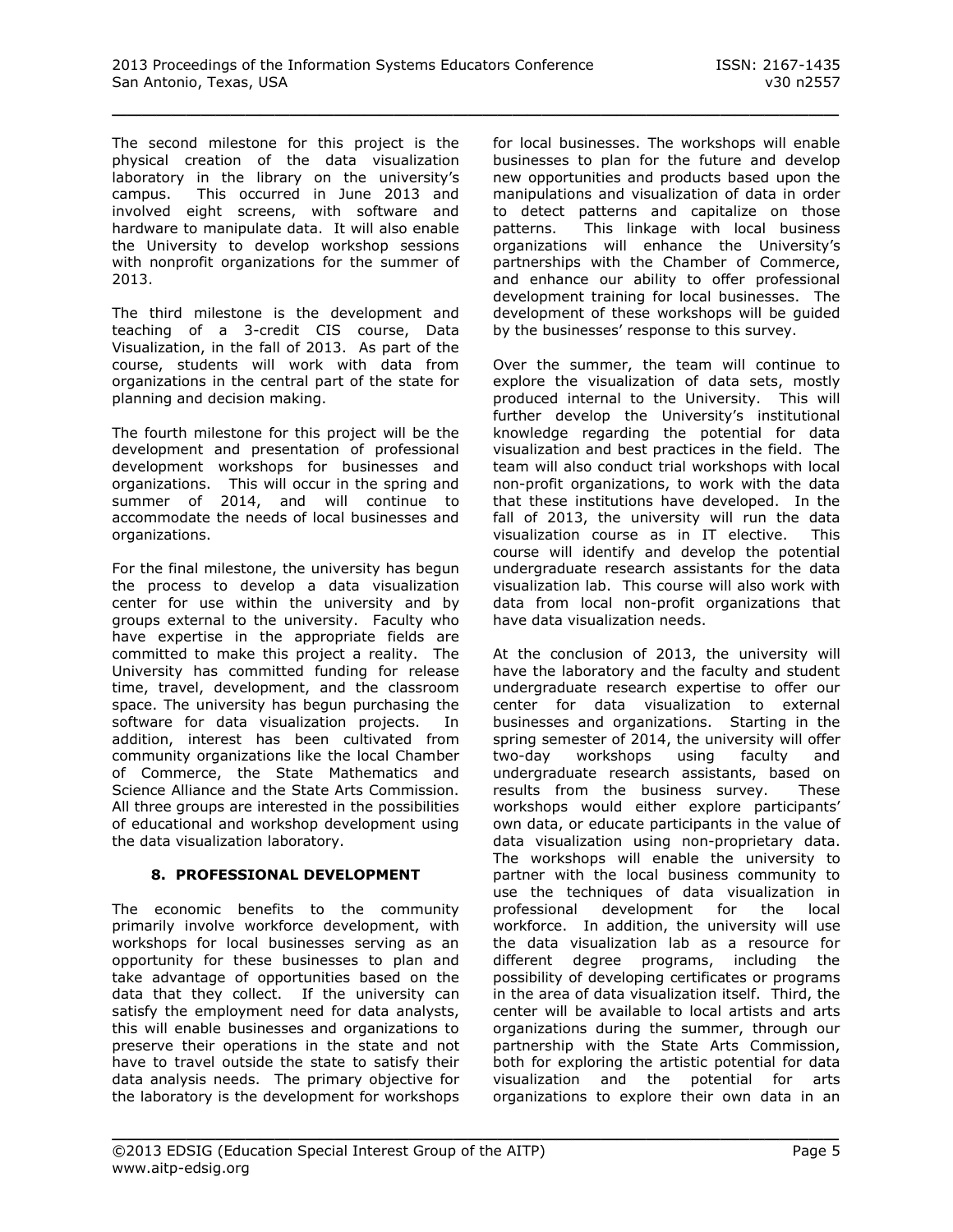The second milestone for this project is the physical creation of the data visualization laboratory in the library on the university's campus. This occurred in June 2013 and involved eight screens, with software and hardware to manipulate data. It will also enable the University to develop workshop sessions with nonprofit organizations for the summer of 2013.

The third milestone is the development and teaching of a 3-credit CIS course, Data Visualization, in the fall of 2013. As part of the course, students will work with data from organizations in the central part of the state for planning and decision making.

The fourth milestone for this project will be the development and presentation of professional development workshops for businesses and organizations. This will occur in the spring and summer of 2014, and will continue to accommodate the needs of local businesses and organizations.

For the final milestone, the university has begun the process to develop a data visualization center for use within the university and by groups external to the university. Faculty who have expertise in the appropriate fields are committed to make this project a reality. The University has committed funding for release time, travel, development, and the classroom space. The university has begun purchasing the software for data visualization projects. In addition, interest has been cultivated from community organizations like the local Chamber of Commerce, the State Mathematics and Science Alliance and the State Arts Commission. All three groups are interested in the possibilities of educational and workshop development using the data visualization laboratory.

## 8. PROFESSIONAL DEVELOPMENT

The economic benefits to the community primarily involve workforce development, with workshops for local businesses serving as an opportunity for these businesses to plan and take advantage of opportunities based on the data that they collect. If the university can satisfy the employment need for data analysts, this will enable businesses and organizations to preserve their operations in the state and not have to travel outside the state to satisfy their data analysis needs. The primary objective for the laboratory is the development for workshops for local businesses. The workshops will enable businesses to plan for the future and develop new opportunities and products based upon the manipulations and visualization of data in order to detect patterns and capitalize on those patterns. This linkage with local business organizations will enhance the University's partnerships with the Chamber of Commerce, and enhance our ability to offer professional development training for local businesses. The development of these workshops will be guided by the businesses' response to this survey.

Over the summer, the team will continue to explore the visualization of data sets, mostly produced internal to the University. This will further develop the University's institutional knowledge regarding the potential for data visualization and best practices in the field. The team will also conduct trial workshops with local non-profit organizations, to work with the data that these institutions have developed. In the fall of 2013, the university will run the data visualization course as in IT elective. This course will identify and develop the potential undergraduate research assistants for the data visualization lab. This course will also work with data from local non-profit organizations that have data visualization needs.

At the conclusion of 2013, the university will have the laboratory and the faculty and student undergraduate research expertise to offer our center for data visualization to external businesses and organizations. Starting in the spring semester of 2014, the university will offer two-day workshops using faculty and undergraduate research assistants, based on results from the business survey. These workshops would either explore participants' own data, or educate participants in the value of data visualization using non-proprietary data. The workshops will enable the university to partner with the local business community to use the techniques of data visualization in professional development for the local workforce. In addition, the university will use the data visualization lab as a resource for different degree programs, including the possibility of developing certificates or programs in the area of data visualization itself. Third, the center will be available to local artists and arts organizations during the summer, through our partnership with the State Arts Commission, both for exploring the artistic potential for data visualization and the potential for arts organizations to explore their own data in an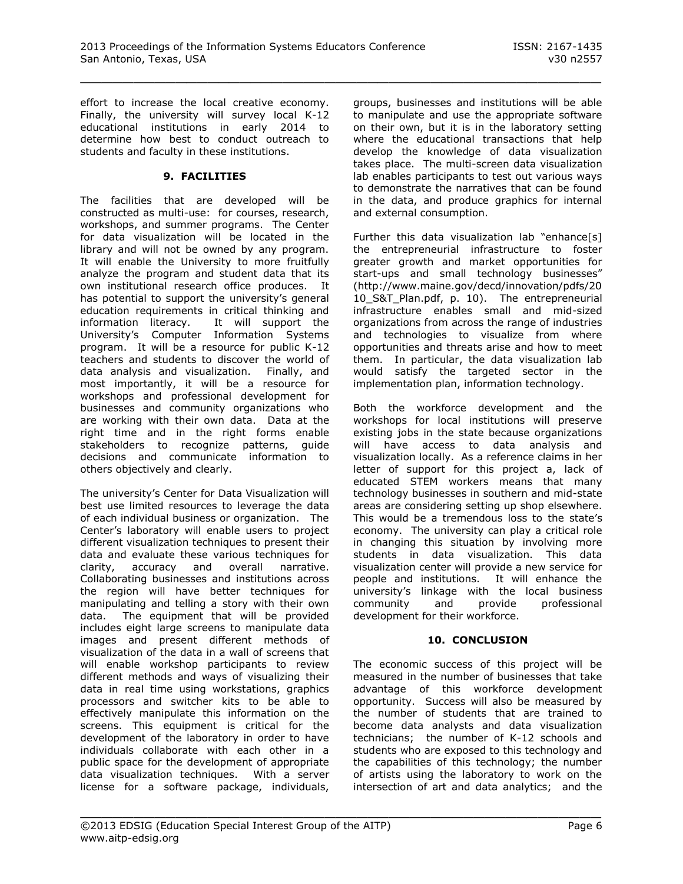effort to increase the local creative economy. Finally, the university will survey local K-12 educational institutions in early 2014 to determine how best to conduct outreach to students and faculty in these institutions.

## 9. FACILITIES

The facilities that are developed will be constructed as multi-use: for courses, research, workshops, and summer programs. The Center for data visualization will be located in the library and will not be owned by any program. It will enable the University to more fruitfully analyze the program and student data that its own institutional research office produces. It has potential to support the university's general education requirements in critical thinking and information literacy. It will support the University's Computer Information Systems program. It will be a resource for public K-12 teachers and students to discover the world of data analysis and visualization. Finally, and most importantly, it will be a resource for workshops and professional development for businesses and community organizations who are working with their own data. Data at the right time and in the right forms enable stakeholders to recognize patterns, guide decisions and communicate information to others objectively and clearly.

The university's Center for Data Visualization will best use limited resources to leverage the data of each individual business or organization. The Center's laboratory will enable users to project different visualization techniques to present their data and evaluate these various techniques for clarity, accuracy and overall narrative. Collaborating businesses and institutions across the region will have better techniques for manipulating and telling a story with their own data. The equipment that will be provided includes eight large screens to manipulate data images and present different methods of visualization of the data in a wall of screens that will enable workshop participants to review different methods and ways of visualizing their data in real time using workstations, graphics processors and switcher kits to be able to effectively manipulate this information on the screens. This equipment is critical for the development of the laboratory in order to have individuals collaborate with each other in a public space for the development of appropriate data visualization techniques. With a server license for a software package, individuals, groups, businesses and institutions will be able to manipulate and use the appropriate software on their own, but it is in the laboratory setting where the educational transactions that help develop the knowledge of data visualization takes place. The multi-screen data visualization lab enables participants to test out various ways to demonstrate the narratives that can be found in the data, and produce graphics for internal and external consumption.

Further this data visualization lab "enhance[s] the entrepreneurial infrastructure to foster greater growth and market opportunities for start-ups and small technology businesses" (http://www.maine.gov/decd/innovation/pdfs/2010_S&T_Plan.pdf, p. 10). The entrepreneurial infrastructure enables small and mid-sized organizations from across the range of industries and technologies to visualize from where opportunities and threats arise and how to meet them. In particular, the data visualization lab would satisfy the targeted sector in the implementation plan, information technology.

Both the workforce development and the workshops for local institutions will preserve existing jobs in the state because organizations will have access to data analysis and visualization locally. As a reference claims in her letter of support for this project a, lack of educated STEM workers means that many technology businesses in southern and mid-state areas are considering setting up shop elsewhere. This would be a tremendous loss to the state's economy. The university can play a critical role in changing this situation by involving more students in data visualization. This data visualization center will provide a new service for people and institutions. It will enhance the university's linkage with the local business community and provide professional development for their workforce.

## 10. CONCLUSION

The economic success of this project will be measured in the number of businesses that take advantage of this workforce development opportunity. Success will also be measured by the number of students that are trained to become data analysts and data visualization technicians; the number of K-12 schools and students who are exposed to this technology and the capabilities of this technology; the number of artists using the laboratory to work on the intersection of art and data analytics; and the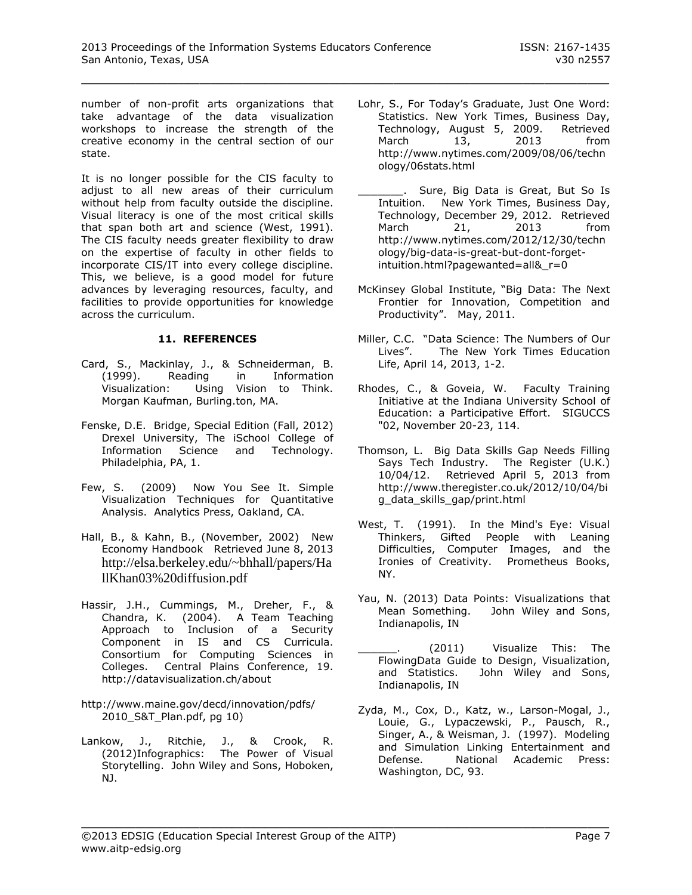number of non-profit arts organizations that take advantage of the data visualization workshops to increase the strength of the creative economy in the central section of our state.

It is no longer possible for the CIS faculty to adjust to all new areas of their curriculum without help from faculty outside the discipline. Visual literacy is one of the most critical skills that span both art and science (West, 1991). The CIS faculty needs greater flexibility to draw on the expertise of faculty in other fields to incorporate CIS/IT into every college discipline. This, we believe, is a good model for future advances by leveraging resources, faculty, and facilities to provide opportunities for knowledge across the curriculum.

## 11. REFERENCES

Card, S., Mackinlay, J., & Schneiderman, B. (1999). Reading in Information Visualization: Using Vision to Think. Morgan Kaufman, Burling.ton, MA.

Fenske, D.E. Bridge, Special Edition (Fall, 2012) Drexel University, The iSchool College of Information Science and Technology. Philadelphia, PA, 1.

Few, S. (2009) Now You See It. Simple Visualization Techniques for Quantitative Analysis. Analytics Press, Oakland, CA.

Hall, B., & Kahn, B., (November, 2002) New Economy Handbook Retrieved June 8, 2013 http://elsa.berkeley.edu/~bhhall/papers/HallKhan03%20diffusion.pdf

Hassir, J.H., Cummings, M., Dreher, F., & Chandra, K. (2004). A Team Teaching Approach to Inclusion of a Security Component in IS and CS Curricula. Consortium for Computing Sciences in Colleges. Central Plains Conference, 19. http://datavisualization.ch/about

http://www.maine.gov/decd/innovation/pdfs/2010_S&T_Plan.pdf, pg 10)

Lankow, J., Ritchie, J., & Crook, R. (2012)Infographics: The Power of Visual Storytelling. John Wiley and Sons, Hoboken, NJ.

Lohr, S., For Today's Graduate, Just One Word: Statistics. New York Times, Business Day, Technology, August 5, 2009. Retrieved March 13, 2013 from http://www.nytimes.com/2009/08/06/technology/06stats.html

_______. Sure, Big Data is Great, But So Is Intuition. New York Times, Business Day, Technology, December 29, 2012. Retrieved March 21, 2013 from http://www.nytimes.com/2012/12/30/technology/big-data-is-great-but-dont-forget-intuition.html?pagewanted=all&_r=0

McKinsey Global Institute, "Big Data: The Next Frontier for Innovation, Competition and Productivity". May, 2011.

Miller, C.C. "Data Science: The Numbers of Our Lives". The New York Times Education Life, April 14, 2013, 1-2.

Rhodes, C., & Goveia, W. Faculty Training Initiative at the Indiana University School of Education: a Participative Effort. SIGUCCS "02, November 20-23, 114.

Thomson, L. Big Data Skills Gap Needs Filling Says Tech Industry. The Register (U.K.) 10/04/12. Retrieved April 5, 2013 from http://www.theregister.co.uk/2012/10/04/big_data_skills_gap/print.html

West, T. (1991). In the Mind's Eye: Visual Thinkers, Gifted People with Leaning Difficulties, Computer Images, and the Ironies of Creativity. Prometheus Books, NY.

Yau, N. (2013) Data Points: Visualizations that Mean Something. John Wiley and Sons, Indianapolis, IN

______. (2011) Visualize This: The FlowingData Guide to Design, Visualization, and Statistics. John Wiley and Sons, Indianapolis, IN

Zyda, M., Cox, D., Katz, w., Larson-Mogal, J., Louie, G., Lypaczewski, P., Pausch, R., Singer, A., & Weisman, J. (1997). Modeling and Simulation Linking Entertainment and Defense. National Academic Press: Washington, DC, 93.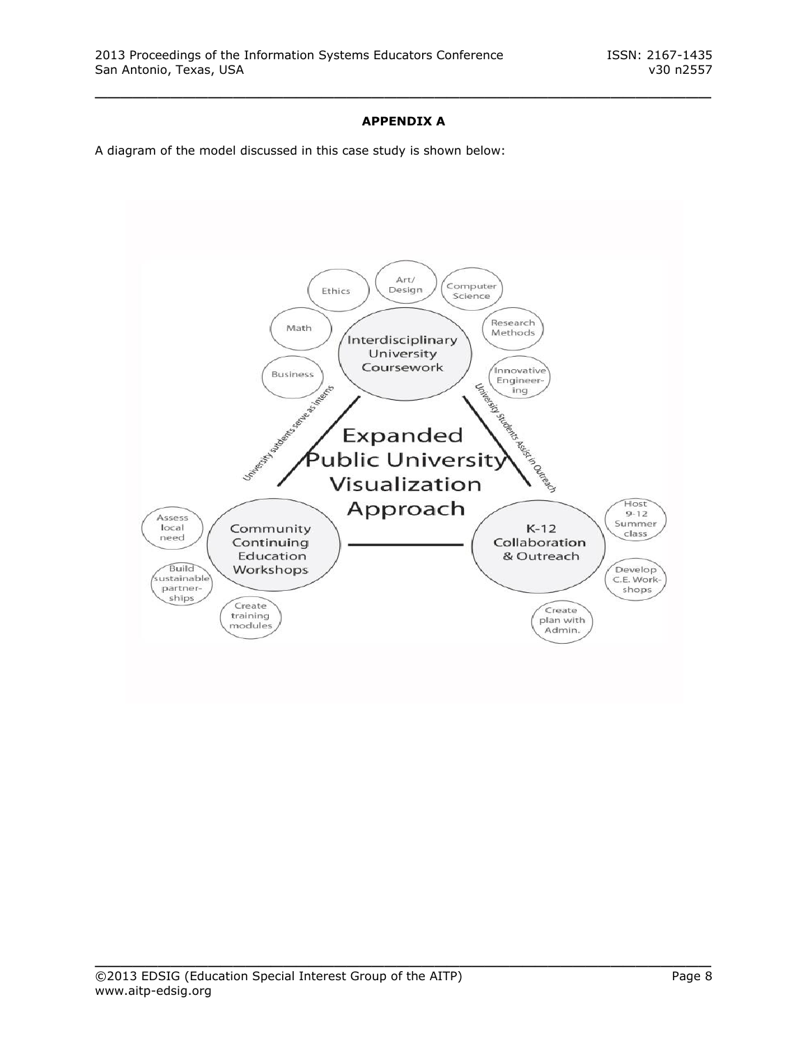**APPENDIX A**

A diagram of the model discussed in this case study is shown below:

Expanded Public University Visualization Approach

Interdisciplinary University Coursework

Ethics

Art/ Design

Computer Science

Math

Research Methods

Business

Innovative Engineering

University surdents serve as interns

University Students Assist in Outreach

Community Continuing Education Workshops

Assess local need

Build sustainable partnerships

Create training modules

K-12 Collaboration & Outreach

Host 9-12 Summer class

Develop C.E. Workshops

Create plan with Admin.